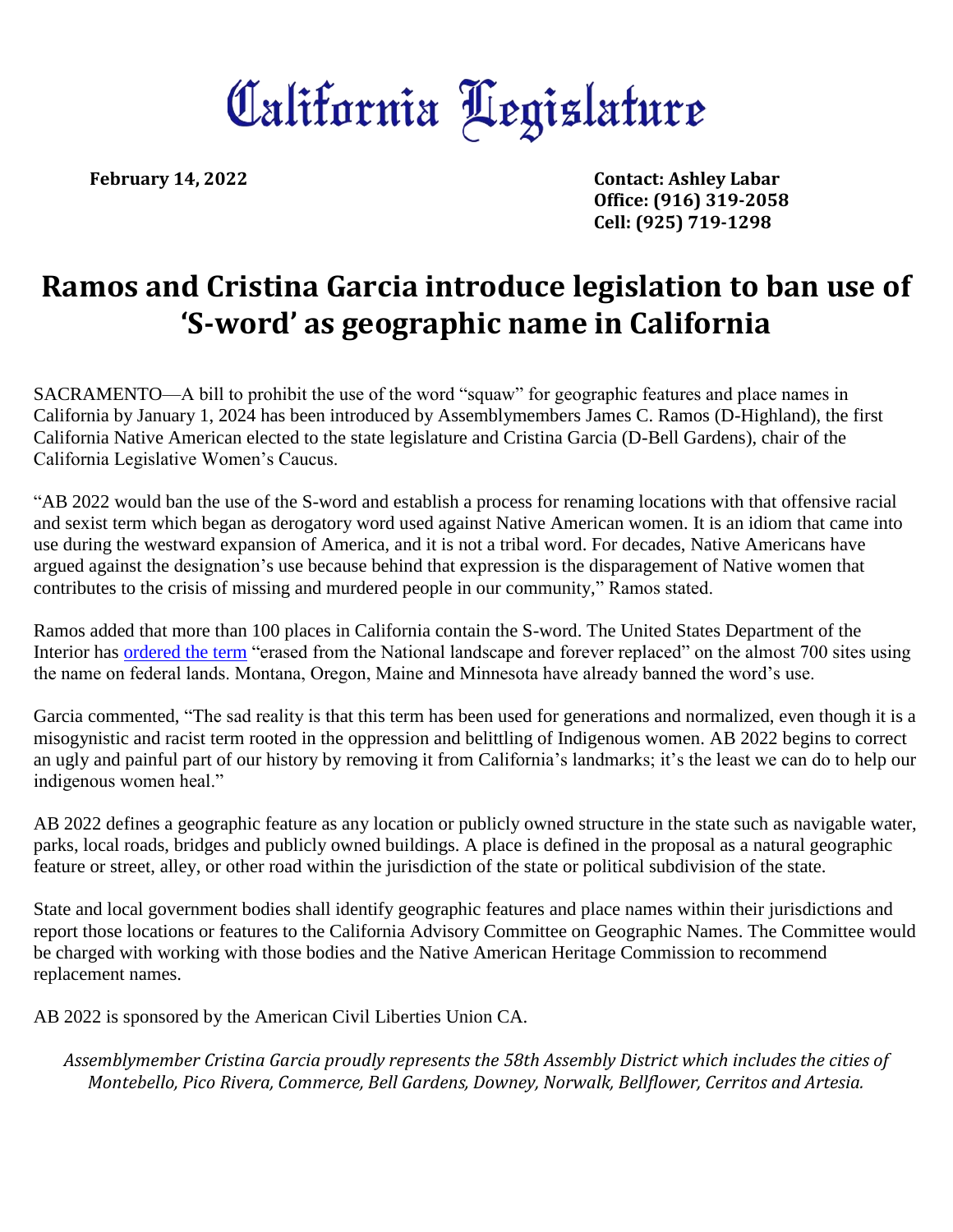# California Legislature

**February 14, 2022**

**Contact: Ashley Labar**
**Office: (916) 319-2058**
**Cell: (925) 719-1298**

## Ramos and Cristina Garcia introduce legislation to ban use of 'S-word' as geographic name in California

SACRAMENTO—A bill to prohibit the use of the word "squaw" for geographic features and place names in California by January 1, 2024 has been introduced by Assemblymembers James C. Ramos (D-Highland), the first California Native American elected to the state legislature and Cristina Garcia (D-Bell Gardens), chair of the California Legislative Women's Caucus.

"AB 2022 would ban the use of the S-word and establish a process for renaming locations with that offensive racial and sexist term which began as derogatory word used against Native American women. It is an idiom that came into use during the westward expansion of America, and it is not a tribal word. For decades, Native Americans have argued against the designation's use because behind that expression is the disparagement of Native women that contributes to the crisis of missing and murdered people in our community," Ramos stated.

Ramos added that more than 100 places in California contain the S-word. The United States Department of the Interior has ordered the term "erased from the National landscape and forever replaced" on the almost 700 sites using the name on federal lands. Montana, Oregon, Maine and Minnesota have already banned the word's use.

Garcia commented, "The sad reality is that this term has been used for generations and normalized, even though it is a misogynistic and racist term rooted in the oppression and belittling of Indigenous women. AB 2022 begins to correct an ugly and painful part of our history by removing it from California's landmarks; it's the least we can do to help our indigenous women heal."

AB 2022 defines a geographic feature as any location or publicly owned structure in the state such as navigable water, parks, local roads, bridges and publicly owned buildings. A place is defined in the proposal as a natural geographic feature or street, alley, or other road within the jurisdiction of the state or political subdivision of the state.

State and local government bodies shall identify geographic features and place names within their jurisdictions and report those locations or features to the California Advisory Committee on Geographic Names. The Committee would be charged with working with those bodies and the Native American Heritage Commission to recommend replacement names.

AB 2022 is sponsored by the American Civil Liberties Union CA.

*Assemblymember Cristina Garcia proudly represents the 58th Assembly District which includes the cities of Montebello, Pico Rivera, Commerce, Bell Gardens, Downey, Norwalk, Bellflower, Cerritos and Artesia.*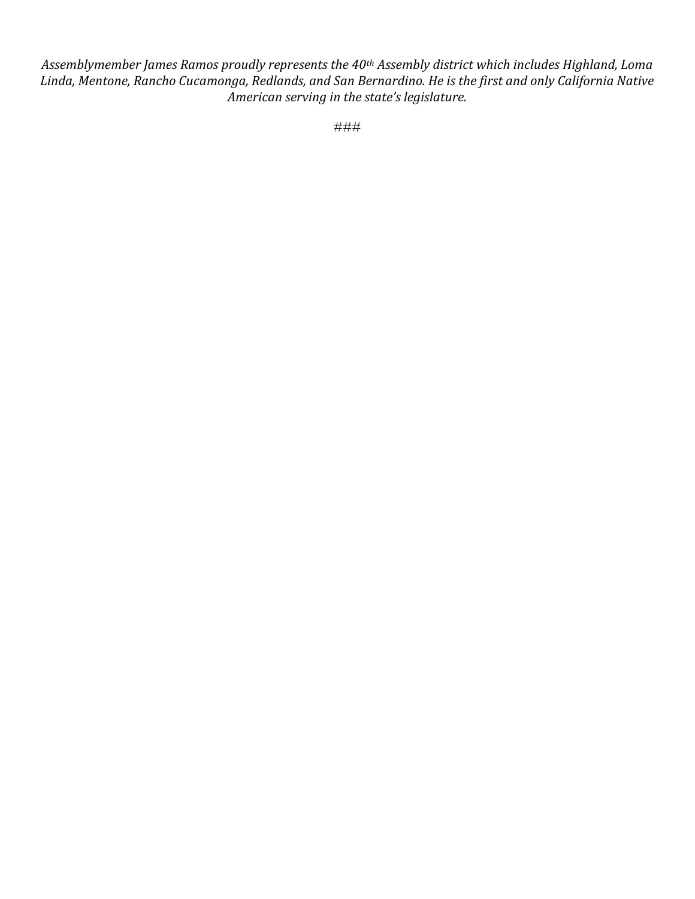*Assemblymember James Ramos proudly represents the 40th Assembly district which includes Highland, Loma Linda, Mentone, Rancho Cucamonga, Redlands, and San Bernardino. He is the first and only California Native American serving in the state's legislature.*

###